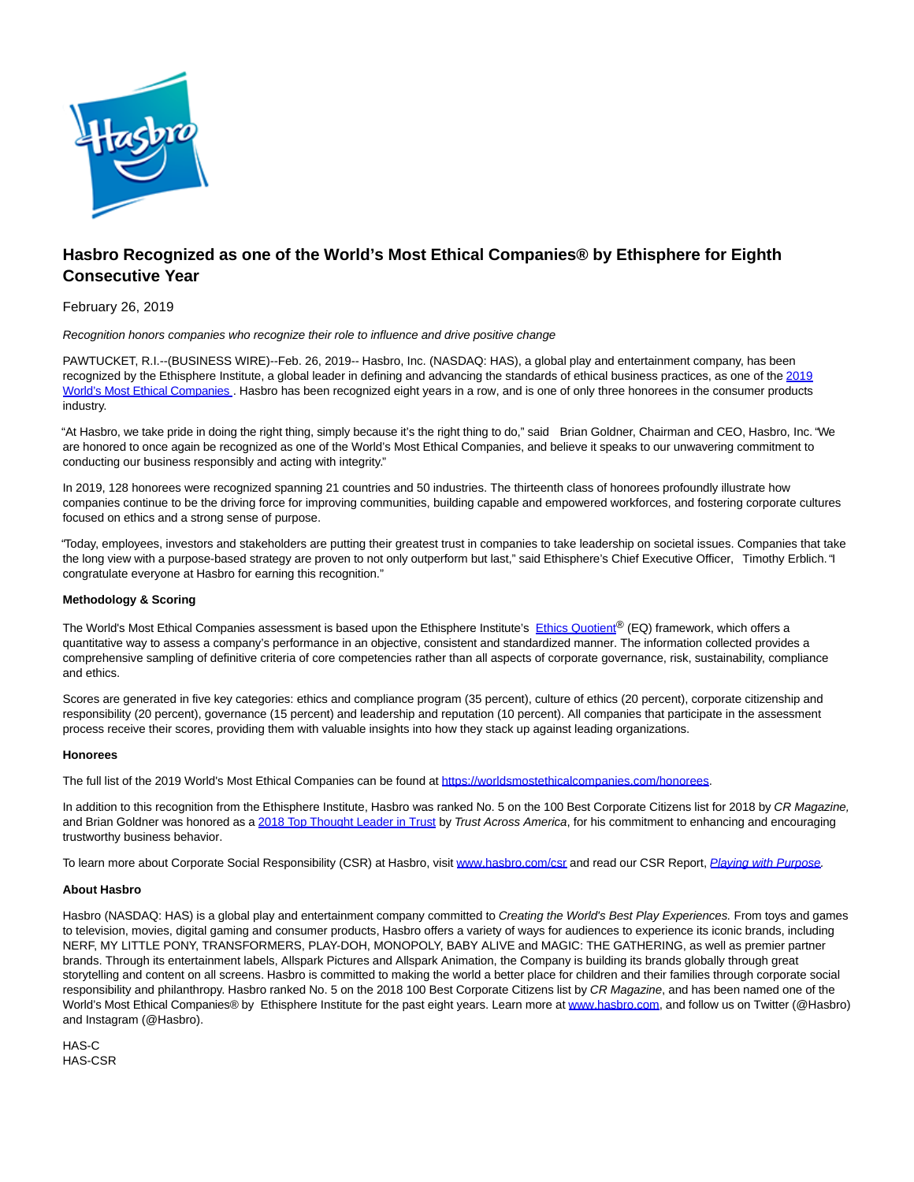# Hasbro Recognized as one of the World's Most Ethical Companies® by Ethisphere for Eighth Consecutive Year

February 26, 2019

*Recognition honors companies who recognize their role to influence and drive positive change*

PAWTUCKET, R.I.--(BUSINESS WIRE)--Feb. 26, 2019-- Hasbro, Inc. (NASDAQ: HAS), a global play and entertainment company, has been recognized by the Ethisphere Institute, a global leader in defining and advancing the standards of ethical business practices, as one of the 2019 World's Most Ethical Companies . Hasbro has been recognized eight years in a row, and is one of only three honorees in the consumer products industry.

"At Hasbro, we take pride in doing the right thing, simply because it's the right thing to do," said Brian Goldner, Chairman and CEO, Hasbro, Inc. "We are honored to once again be recognized as one of the World's Most Ethical Companies, and believe it speaks to our unwavering commitment to conducting our business responsibly and acting with integrity."

In 2019, 128 honorees were recognized spanning 21 countries and 50 industries. The thirteenth class of honorees profoundly illustrate how companies continue to be the driving force for improving communities, building capable and empowered workforces, and fostering corporate cultures focused on ethics and a strong sense of purpose.

"Today, employees, investors and stakeholders are putting their greatest trust in companies to take leadership on societal issues. Companies that take the long view with a purpose-based strategy are proven to not only outperform but last," said Ethisphere's Chief Executive Officer, Timothy Erblich. "I congratulate everyone at Hasbro for earning this recognition."

**Methodology & Scoring**

The World's Most Ethical Companies assessment is based upon the Ethisphere Institute's Ethics Quotient® (EQ) framework, which offers a quantitative way to assess a company's performance in an objective, consistent and standardized manner. The information collected provides a comprehensive sampling of definitive criteria of core competencies rather than all aspects of corporate governance, risk, sustainability, compliance and ethics.

Scores are generated in five key categories: ethics and compliance program (35 percent), culture of ethics (20 percent), corporate citizenship and responsibility (20 percent), governance (15 percent) and leadership and reputation (10 percent). All companies that participate in the assessment process receive their scores, providing them with valuable insights into how they stack up against leading organizations.

**Honorees**

The full list of the 2019 World's Most Ethical Companies can be found at https://worldsmostethicalcompanies.com/honorees.

In addition to this recognition from the Ethisphere Institute, Hasbro was ranked No. 5 on the 100 Best Corporate Citizens list for 2018 by *CR Magazine,* and Brian Goldner was honored as a 2018 Top Thought Leader in Trust by *Trust Across America*, for his commitment to enhancing and encouraging trustworthy business behavior.

To learn more about Corporate Social Responsibility (CSR) at Hasbro, visit www.hasbro.com/csr and read our CSR Report, *Playing with Purpose*.

**About Hasbro**

Hasbro (NASDAQ: HAS) is a global play and entertainment company committed to *Creating the World's Best Play Experiences.* From toys and games to television, movies, digital gaming and consumer products, Hasbro offers a variety of ways for audiences to experience its iconic brands, including NERF, MY LITTLE PONY, TRANSFORMERS, PLAY-DOH, MONOPOLY, BABY ALIVE and MAGIC: THE GATHERING, as well as premier partner brands. Through its entertainment labels, Allspark Pictures and Allspark Animation, the Company is building its brands globally through great storytelling and content on all screens. Hasbro is committed to making the world a better place for children and their families through corporate social responsibility and philanthropy. Hasbro ranked No. 5 on the 2018 100 Best Corporate Citizens list by *CR Magazine*, and has been named one of the World's Most Ethical Companies® by Ethisphere Institute for the past eight years. Learn more at www.hasbro.com, and follow us on Twitter (@Hasbro) and Instagram (@Hasbro).

HAS-C
HAS-CSR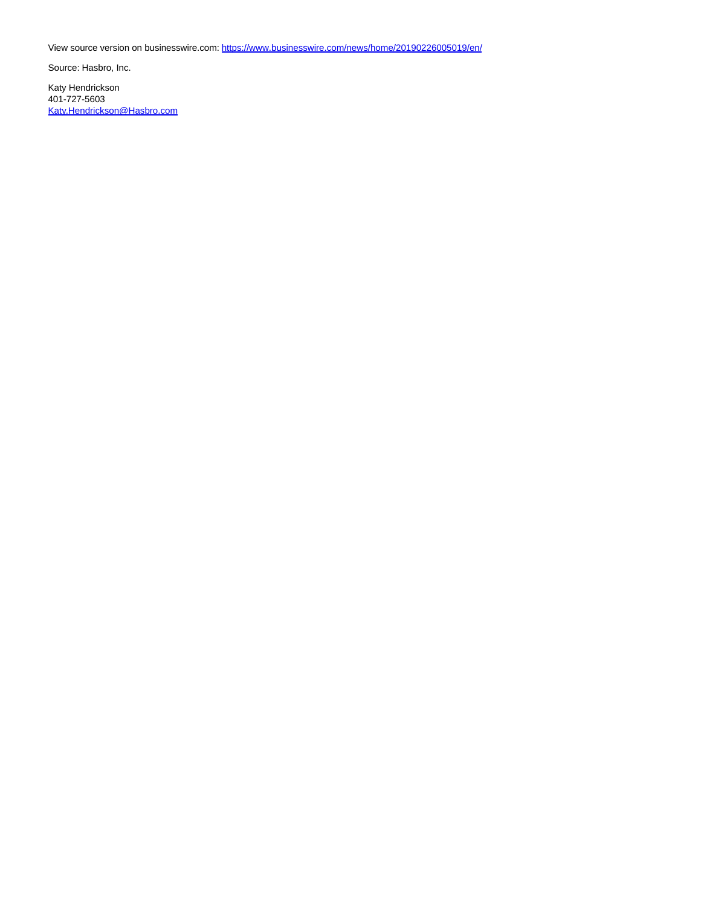View source version on businesswire.com: https://www.businesswire.com/news/home/20190226005019/en/

Source: Hasbro, Inc.

Katy Hendrickson
401-727-5603
Katy.Hendrickson@Hasbro.com